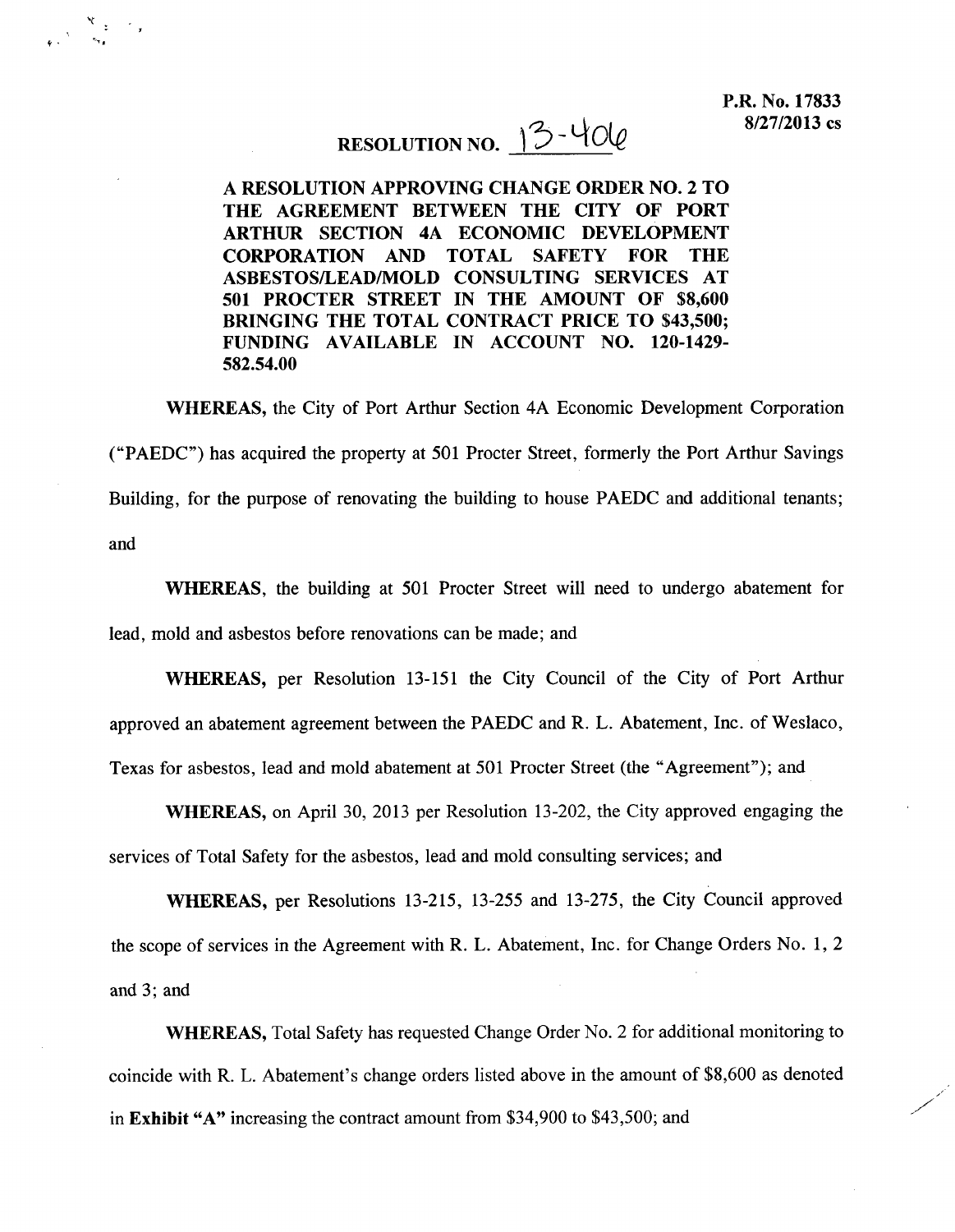P.R. No. 17833
8/27/2013 cs

# RESOLUTION NO. 13-406

**A RESOLUTION APPROVING CHANGE ORDER NO. 2 TO THE AGREEMENT BETWEEN THE CITY OF PORT ARTHUR SECTION 4A ECONOMIC DEVELOPMENT CORPORATION AND TOTAL SAFETY FOR THE ASBESTOS/LEAD/MOLD CONSULTING SERVICES AT 501 PROCTER STREET IN THE AMOUNT OF $8,600 BRINGING THE TOTAL CONTRACT PRICE TO $43,500; FUNDING AVAILABLE IN ACCOUNT NO. 120-1429-582.54.00**

**WHEREAS,** the City of Port Arthur Section 4A Economic Development Corporation ("PAEDC") has acquired the property at 501 Procter Street, formerly the Port Arthur Savings Building, for the purpose of renovating the building to house PAEDC and additional tenants; and

**WHEREAS**, the building at 501 Procter Street will need to undergo abatement for lead, mold and asbestos before renovations can be made; and

**WHEREAS,** per Resolution 13-151 the City Council of the City of Port Arthur approved an abatement agreement between the PAEDC and R. L. Abatement, Inc. of Weslaco, Texas for asbestos, lead and mold abatement at 501 Procter Street (the "Agreement"); and

**WHEREAS,** on April 30, 2013 per Resolution 13-202, the City approved engaging the services of Total Safety for the asbestos, lead and mold consulting services; and

**WHEREAS,** per Resolutions 13-215, 13-255 and 13-275, the City Council approved the scope of services in the Agreement with R. L. Abatement, Inc. for Change Orders No. 1, 2 and 3; and

**WHEREAS,** Total Safety has requested Change Order No. 2 for additional monitoring to coincide with R. L. Abatement's change orders listed above in the amount of $8,600 as denoted in **Exhibit "A"** increasing the contract amount from $34,900 to $43,500; and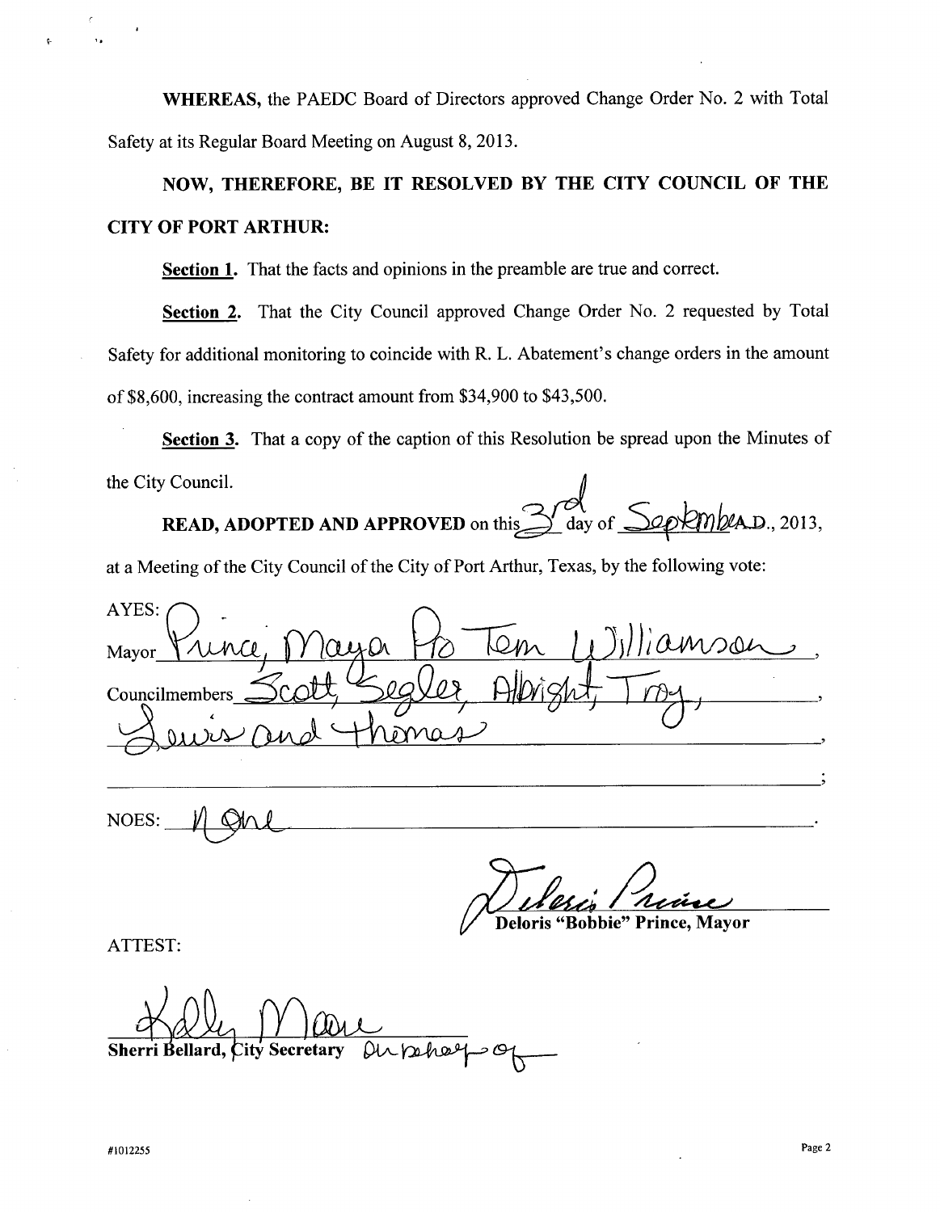**WHEREAS,** the PAEDC Board of Directors approved Change Order No. 2 with Total Safety at its Regular Board Meeting on August 8, 2013.

**NOW, THEREFORE, BE IT RESOLVED BY THE CITY COUNCIL OF THE CITY OF PORT ARTHUR:**

**Section 1.** That the facts and opinions in the preamble are true and correct.

**Section 2.** That the City Council approved Change Order No. 2 requested by Total Safety for additional monitoring to coincide with R. L. Abatement's change orders in the amount of $8,600, increasing the contract amount from $34,900 to $43,500.

**Section 3.** That a copy of the caption of this Resolution be spread upon the Minutes of the City Council.

**READ, ADOPTED AND APPROVED** on this 3rd day of September A.D., 2013, at a Meeting of the City Council of the City of Port Arthur, Texas, by the following vote:

AYES:

Mayor Prince, Mayor Pro Tem Williamson,

Councilmembers Scott, Segler, Albright, Troy,

Lewis and Thomas

NOES: None.

Deloris "Bobbie" Prince, Mayor

ATTEST:

Sherri Bellard, City Secretary On behalf of

#1012255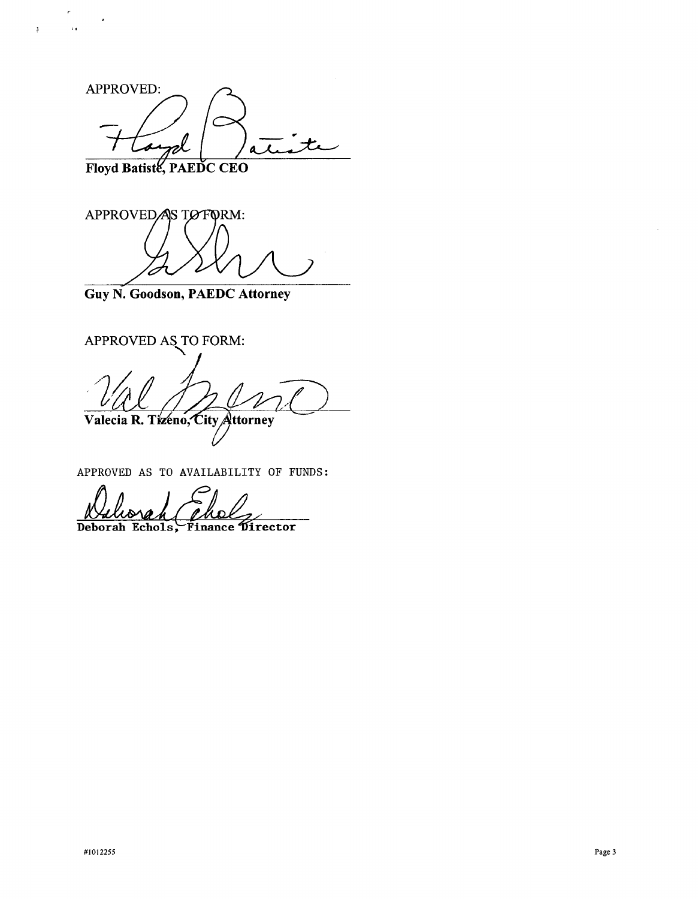APPROVED:

**Floyd Batiste, PAEDC CEO**

APPROVED AS TO FORM:

**Guy N. Goodson, PAEDC Attorney**

APPROVED AS TO FORM:

**Valecia R. Tizeno, City Attorney**

APPROVED AS TO AVAILABILITY OF FUNDS:

**Deborah Echols, Finance Director**

#1012255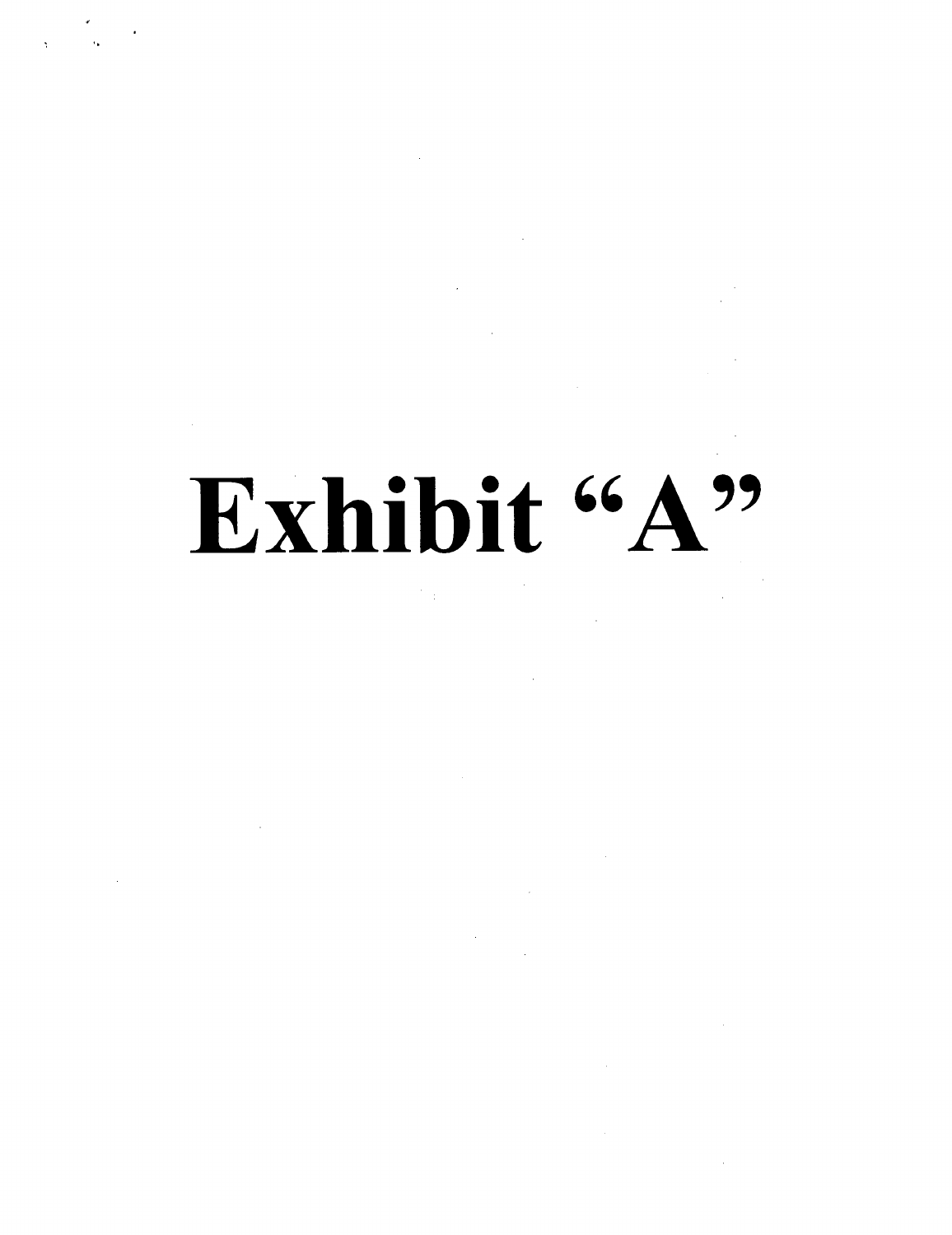# Exhibit "A"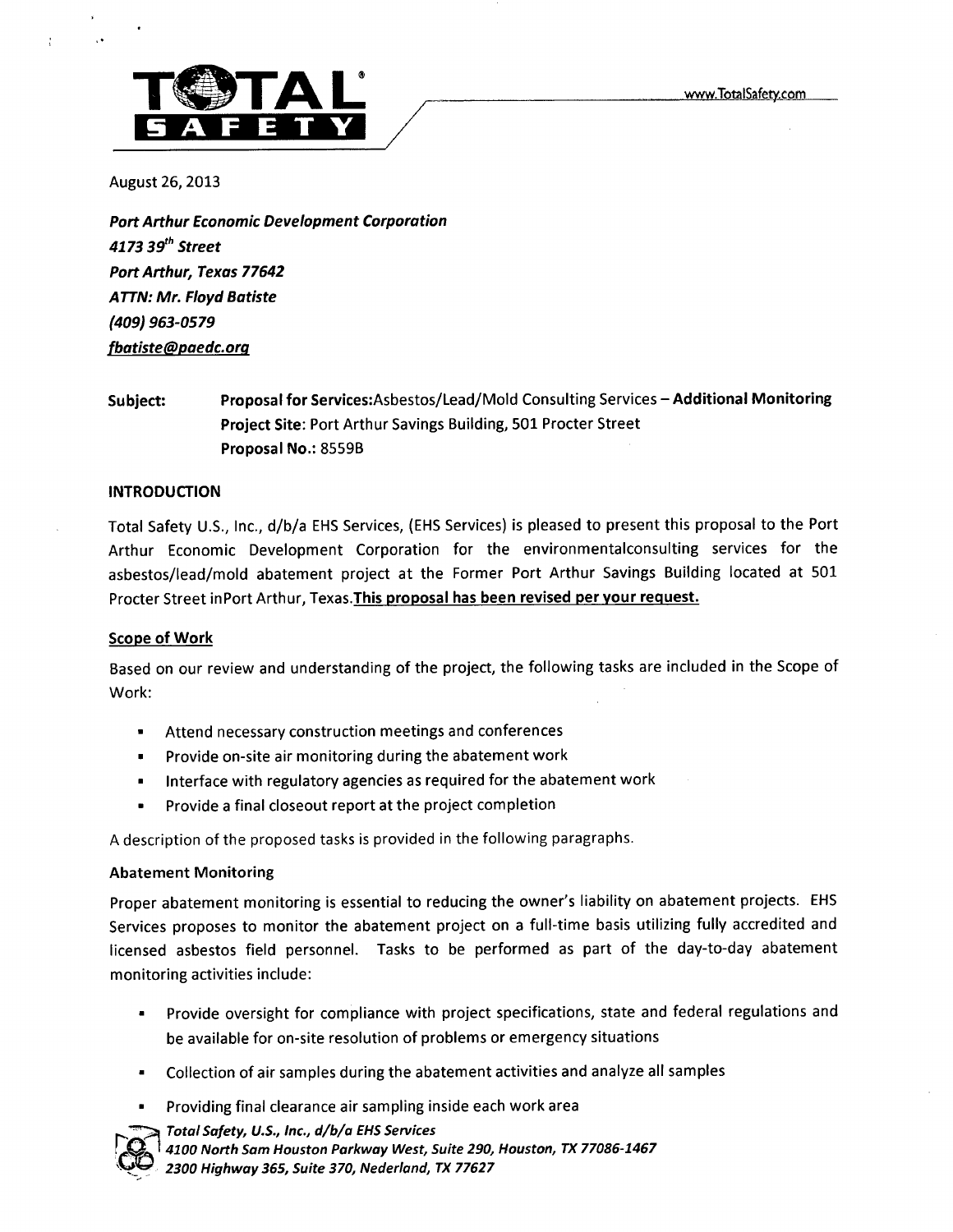August 26, 2013

***Port Arthur Economic Development Corporation***
***4173 39th Street***
***Port Arthur, Texas 77642***
***ATTN: Mr. Floyd Batiste***
***(409) 963-0579***
***fbatiste@paedc.org***

**Subject:** **Proposal for Services:** **Asbestos/Lead/Mold Consulting Services – Additional Monitoring**
**Project Site:** Port Arthur Savings Building, 501 Procter Street
**Proposal No.:** 8559B

## INTRODUCTION

Total Safety U.S., Inc., d/b/a EHS Services, (EHS Services) is pleased to present this proposal to the Port Arthur Economic Development Corporation for the environmentalconsulting services for the asbestos/lead/mold abatement project at the Former Port Arthur Savings Building located at 501 Procter Street inPort Arthur, Texas.**This proposal has been revised per your request.**

### Scope of Work

Based on our review and understanding of the project, the following tasks are included in the Scope of Work:

- Attend necessary construction meetings and conferences
- Provide on-site air monitoring during the abatement work
- Interface with regulatory agencies as required for the abatement work
- Provide a final closeout report at the project completion

A description of the proposed tasks is provided in the following paragraphs.

### Abatement Monitoring

Proper abatement monitoring is essential to reducing the owner's liability on abatement projects. EHS Services proposes to monitor the abatement project on a full-time basis utilizing fully accredited and licensed asbestos field personnel. Tasks to be performed as part of the day-to-day abatement monitoring activities include:

- Provide oversight for compliance with project specifications, state and federal regulations and be available for on-site resolution of problems or emergency situations
- Collection of air samples during the abatement activities and analyze all samples
- Providing final clearance air sampling inside each work area

*Total Safety, U.S., Inc., d/b/a EHS Services*
*4100 North Sam Houston Parkway West, Suite 290, Houston, TX 77086-1467*
*2300 Highway 365, Suite 370, Nederland, TX 77627*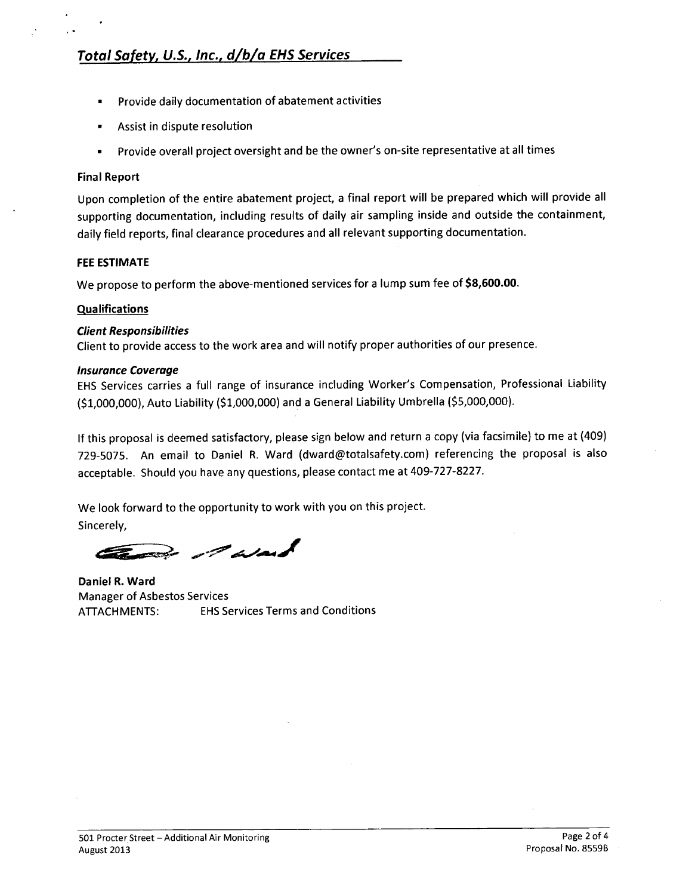- Provide daily documentation of abatement activities
- Assist in dispute resolution
- Provide overall project oversight and be the owner's on-site representative at all times

**Final Report**

Upon completion of the entire abatement project, a final report will be prepared which will provide all supporting documentation, including results of daily air sampling inside and outside the containment, daily field reports, final clearance procedures and all relevant supporting documentation.

**FEE ESTIMATE**

We propose to perform the above-mentioned services for a lump sum fee of **$8,600.00**.

**Qualifications**

***Client Responsibilities***
Client to provide access to the work area and will notify proper authorities of our presence.

***Insurance Coverage***
EHS Services carries a full range of insurance including Worker's Compensation, Professional Liability ($1,000,000), Auto Liability ($1,000,000) and a General Liability Umbrella ($5,000,000).

If this proposal is deemed satisfactory, please sign below and return a copy (via facsimile) to me at (409) 729-5075. An email to Daniel R. Ward (dward@totalsafety.com) referencing the proposal is also acceptable. Should you have any questions, please contact me at 409-727-8227.

We look forward to the opportunity to work with you on this project.
Sincerely,

**Daniel R. Ward**
Manager of Asbestos Services
ATTACHMENTS: EHS Services Terms and Conditions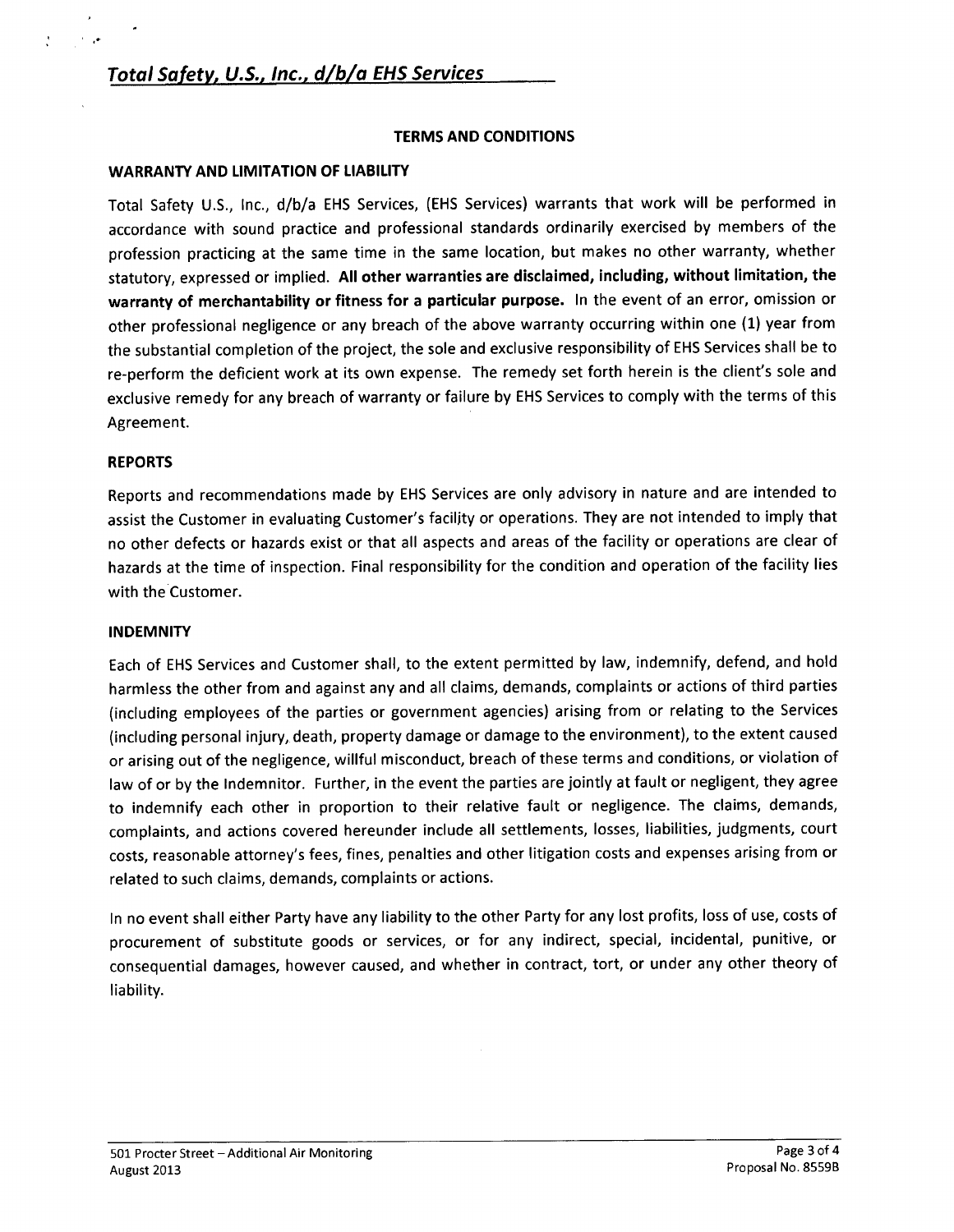# *Total Safety, U.S., Inc., d/b/a EHS Services*

## TERMS AND CONDITIONS

### WARRANTY AND LIMITATION OF LIABILITY

Total Safety U.S., Inc., d/b/a EHS Services, (EHS Services) warrants that work will be performed in accordance with sound practice and professional standards ordinarily exercised by members of the profession practicing at the same time in the same location, but makes no other warranty, whether statutory, expressed or implied. **All other warranties are disclaimed, including, without limitation, the warranty of merchantability or fitness for a particular purpose.** In the event of an error, omission or other professional negligence or any breach of the above warranty occurring within one (1) year from the substantial completion of the project, the sole and exclusive responsibility of EHS Services shall be to re-perform the deficient work at its own expense. The remedy set forth herein is the client's sole and exclusive remedy for any breach of warranty or failure by EHS Services to comply with the terms of this Agreement.

### REPORTS

Reports and recommendations made by EHS Services are only advisory in nature and are intended to assist the Customer in evaluating Customer's facility or operations. They are not intended to imply that no other defects or hazards exist or that all aspects and areas of the facility or operations are clear of hazards at the time of inspection. Final responsibility for the condition and operation of the facility lies with the Customer.

### INDEMNITY

Each of EHS Services and Customer shall, to the extent permitted by law, indemnify, defend, and hold harmless the other from and against any and all claims, demands, complaints or actions of third parties (including employees of the parties or government agencies) arising from or relating to the Services (including personal injury, death, property damage or damage to the environment), to the extent caused or arising out of the negligence, willful misconduct, breach of these terms and conditions, or violation of law of or by the Indemnitor. Further, in the event the parties are jointly at fault or negligent, they agree to indemnify each other in proportion to their relative fault or negligence. The claims, demands, complaints, and actions covered hereunder include all settlements, losses, liabilities, judgments, court costs, reasonable attorney's fees, fines, penalties and other litigation costs and expenses arising from or related to such claims, demands, complaints or actions.

In no event shall either Party have any liability to the other Party for any lost profits, loss of use, costs of procurement of substitute goods or services, or for any indirect, special, incidental, punitive, or consequential damages, however caused, and whether in contract, tort, or under any other theory of liability.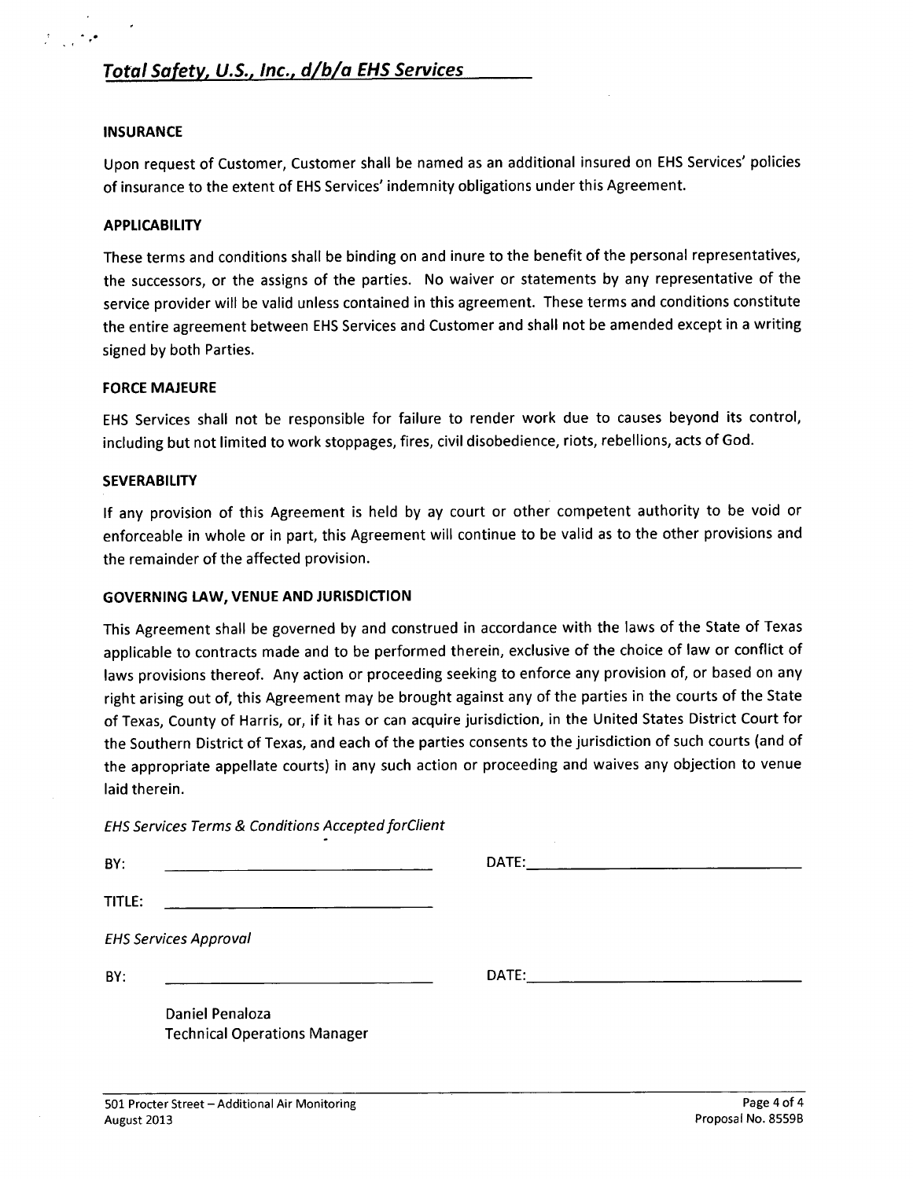## INSURANCE

Upon request of Customer, Customer shall be named as an additional insured on EHS Services' policies of insurance to the extent of EHS Services' indemnity obligations under this Agreement.

## APPLICABILITY

These terms and conditions shall be binding on and inure to the benefit of the personal representatives, the successors, or the assigns of the parties. No waiver or statements by any representative of the service provider will be valid unless contained in this agreement. These terms and conditions constitute the entire agreement between EHS Services and Customer and shall not be amended except in a writing signed by both Parties.

## FORCE MAJEURE

EHS Services shall not be responsible for failure to render work due to causes beyond its control, including but not limited to work stoppages, fires, civil disobedience, riots, rebellions, acts of God.

## SEVERABILITY

If any provision of this Agreement is held by ay court or other competent authority to be void or enforceable in whole or in part, this Agreement will continue to be valid as to the other provisions and the remainder of the affected provision.

## GOVERNING LAW, VENUE AND JURISDICTION

This Agreement shall be governed by and construed in accordance with the laws of the State of Texas applicable to contracts made and to be performed therein, exclusive of the choice of law or conflict of laws provisions thereof. Any action or proceeding seeking to enforce any provision of, or based on any right arising out of, this Agreement may be brought against any of the parties in the courts of the State of Texas, County of Harris, or, if it has or can acquire jurisdiction, in the United States District Court for the Southern District of Texas, and each of the parties consents to the jurisdiction of such courts (and of the appropriate appellate courts) in any such action or proceeding and waives any objection to venue laid therein.

*EHS Services Terms & Conditions Accepted forClient*

BY: ______________________________ DATE: ______________________________

TITLE: ______________________________

*EHS Services Approval*

BY: ______________________________ DATE: ______________________________

Daniel Penaloza
Technical Operations Manager